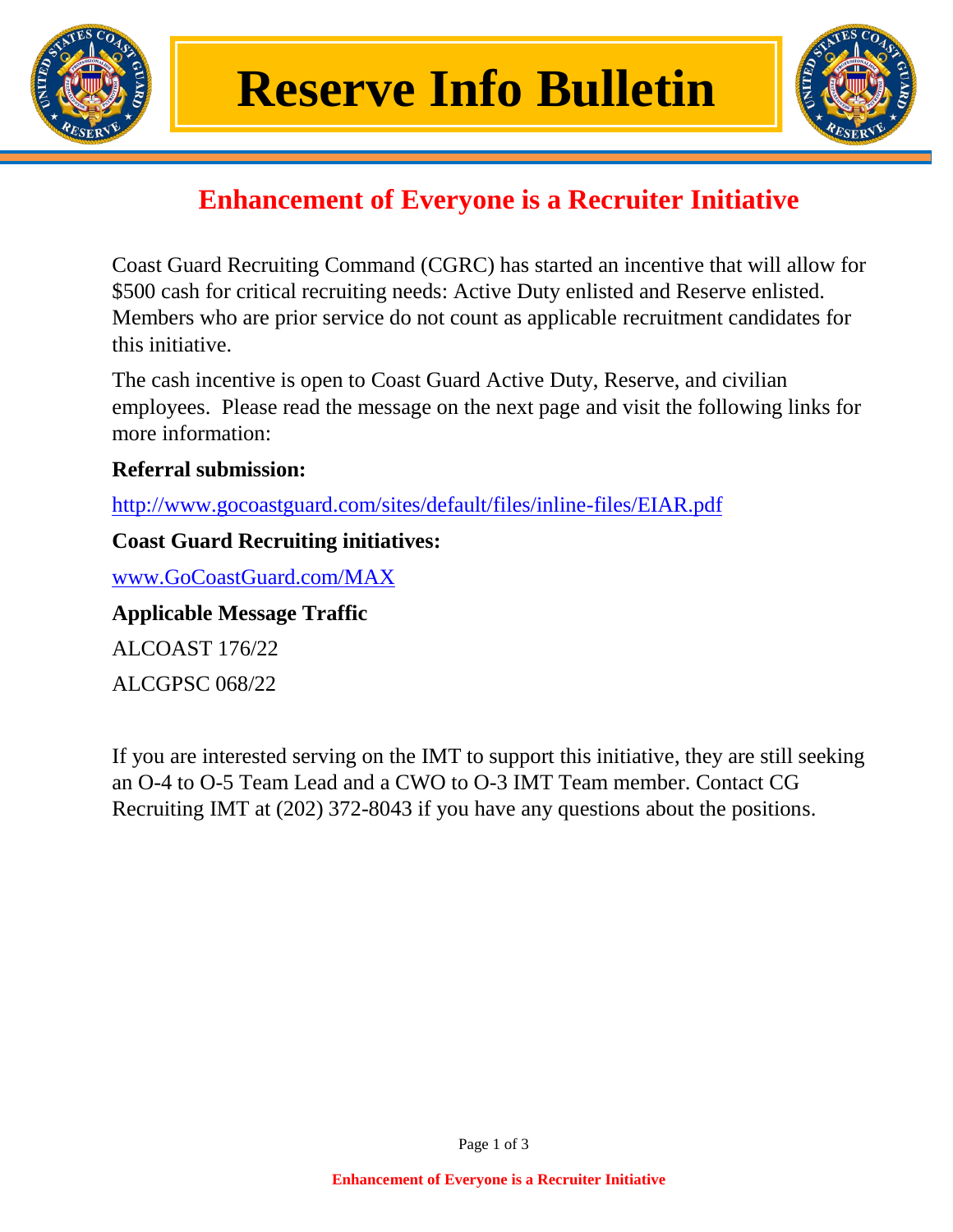# Reserve Info Bulletin

## Enhancement of Everyone is a Recruiter Initiative

Coast Guard Recruiting Command (CGRC) has started an incentive that will allow for $500 cash for critical recruiting needs: Active Duty enlisted and Reserve enlisted. Members who are prior service do not count as applicable recruitment candidates for this initiative.

The cash incentive is open to Coast Guard Active Duty, Reserve, and civilian employees. Please read the message on the next page and visit the following links for more information:

**Referral submission:**

http://www.gocoastguard.com/sites/default/files/inline-files/EIAR.pdf

**Coast Guard Recruiting initiatives:**

www.GoCoastGuard.com/MAX

**Applicable Message Traffic**

ALCOAST 176/22

ALCGPSC 068/22

If you are interested serving on the IMT to support this initiative, they are still seeking an O-4 to O-5 Team Lead and a CWO to O-3 IMT Team member. Contact CG Recruiting IMT at (202) 372-8043 if you have any questions about the positions.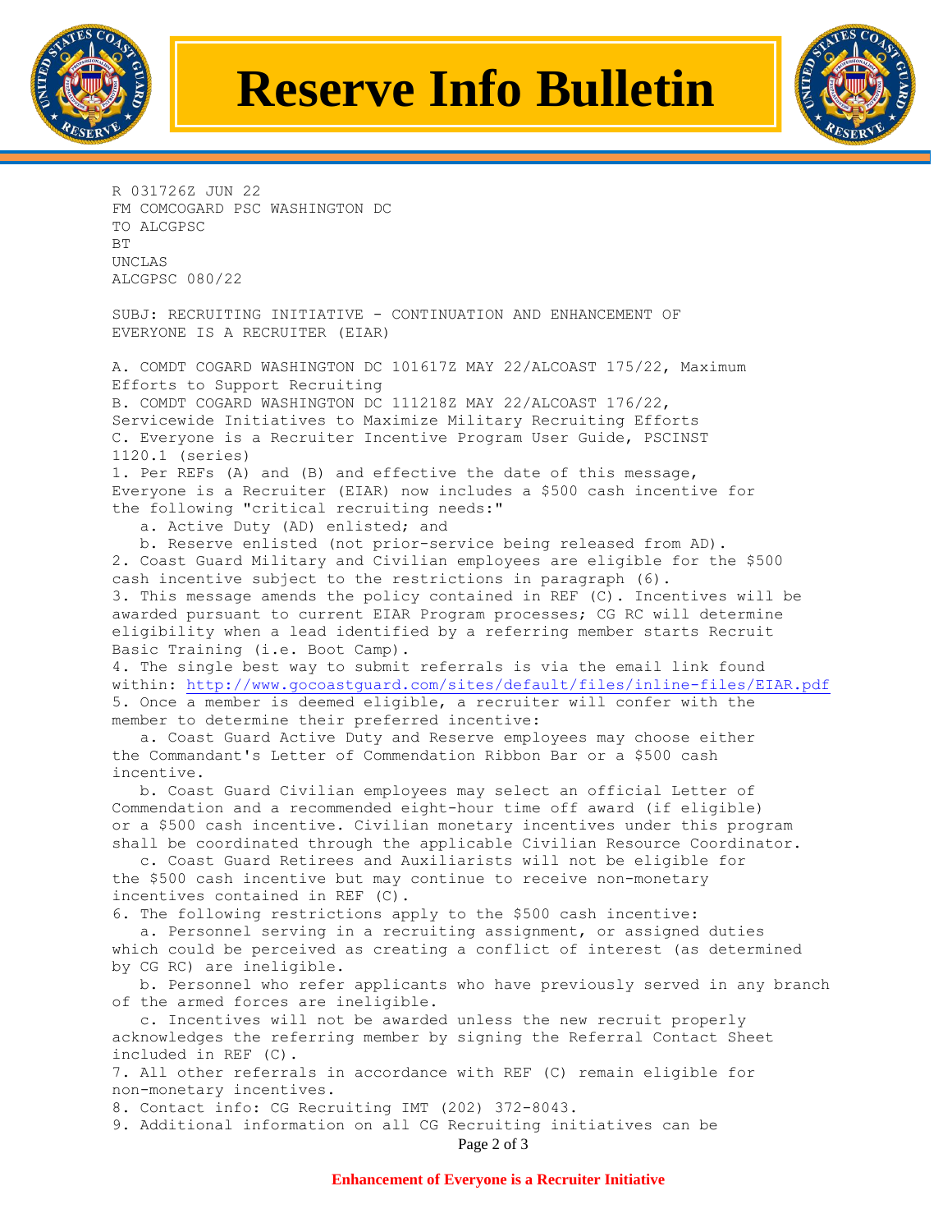R 031726Z JUN 22
FM COMCOGARD PSC WASHINGTON DC
TO ALCGPSC
BT
UNCLAS
ALCGPSC 080/22

SUBJ: RECRUITING INITIATIVE - CONTINUATION AND ENHANCEMENT OF EVERYONE IS A RECRUITER (EIAR)

A. COMDT COGARD WASHINGTON DC 101617Z MAY 22/ALCOAST 175/22, Maximum Efforts to Support Recruiting
B. COMDT COGARD WASHINGTON DC 111218Z MAY 22/ALCOAST 176/22, Servicewide Initiatives to Maximize Military Recruiting Efforts
C. Everyone is a Recruiter Incentive Program User Guide, PSCINST 1120.1 (series)

1. Per REFs (A) and (B) and effective the date of this message, Everyone is a Recruiter (EIAR) now includes a $500 cash incentive for the following "critical recruiting needs:"
   a. Active Duty (AD) enlisted; and
   b. Reserve enlisted (not prior-service being released from AD).
2. Coast Guard Military and Civilian employees are eligible for the $500 cash incentive subject to the restrictions in paragraph (6).
3. This message amends the policy contained in REF (C). Incentives will be awarded pursuant to current EIAR Program processes; CG RC will determine eligibility when a lead identified by a referring member starts Recruit Basic Training (i.e. Boot Camp).
4. The single best way to submit referrals is via the email link found within: [http://www.gocoastguard.com/sites/default/files/inline-files/EIAR.pdf](http://www.gocoastguard.com/sites/default/files/inline-files/EIAR.pdf)
5. Once a member is deemed eligible, a recruiter will confer with the member to determine their preferred incentive:
   a. Coast Guard Active Duty and Reserve employees may choose either the Commandant's Letter of Commendation Ribbon Bar or a $500 cash incentive.
   b. Coast Guard Civilian employees may select an official Letter of Commendation and a recommended eight-hour time off award (if eligible) or a $500 cash incentive. Civilian monetary incentives under this program shall be coordinated through the applicable Civilian Resource Coordinator.
   c. Coast Guard Retirees and Auxiliarists will not be eligible for the $500 cash incentive but may continue to receive non-monetary incentives contained in REF (C).
6. The following restrictions apply to the $500 cash incentive:
   a. Personnel serving in a recruiting assignment, or assigned duties which could be perceived as creating a conflict of interest (as determined by CG RC) are ineligible.
   b. Personnel who refer applicants who have previously served in any branch of the armed forces are ineligible.
   c. Incentives will not be awarded unless the new recruit properly acknowledges the referring member by signing the Referral Contact Sheet included in REF (C).
7. All other referrals in accordance with REF (C) remain eligible for non-monetary incentives.
8. Contact info: CG Recruiting IMT (202) 372-8043.
9. Additional information on all CG Recruiting initiatives can be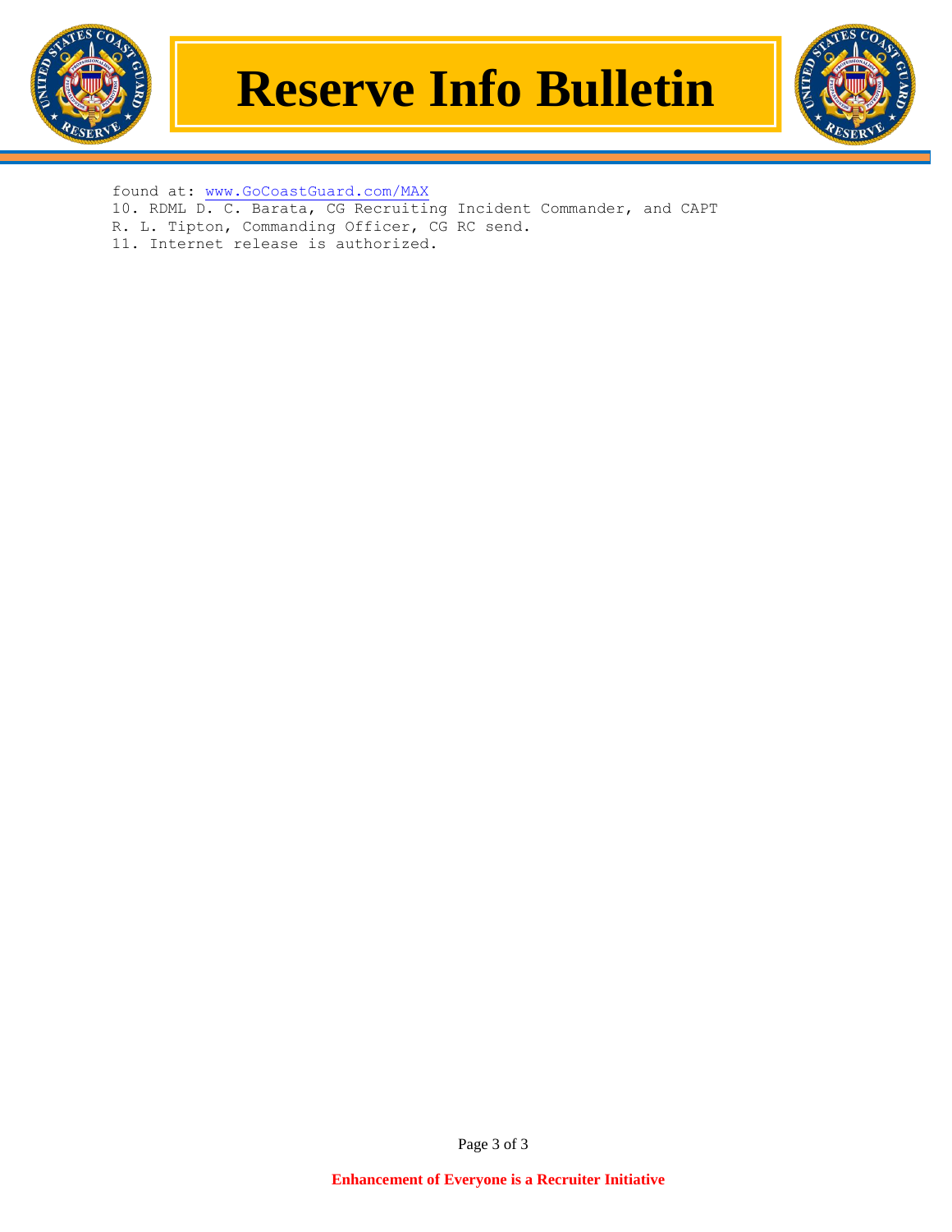found at: www.GoCoastGuard.com/MAX
10. RDML D. C. Barata, CG Recruiting Incident Commander, and CAPT R. L. Tipton, Commanding Officer, CG RC send.
11. Internet release is authorized.